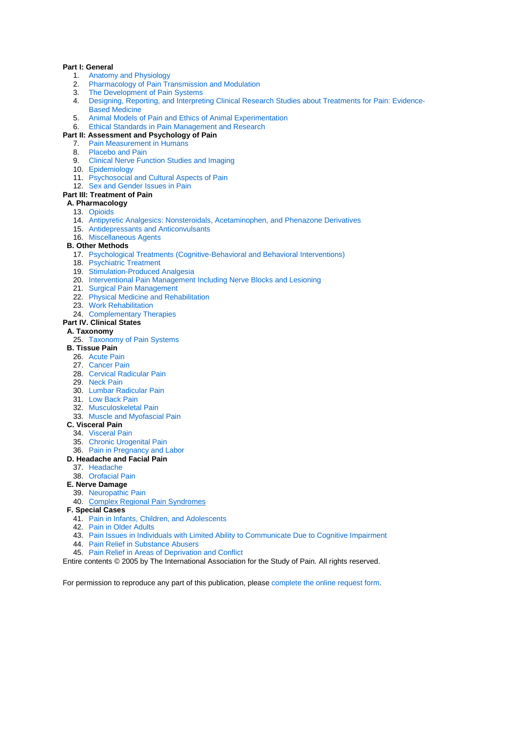**Part I: General**

1. Anatomy and Physiology
2. Pharmacology of Pain Transmission and Modulation
3. The Development of Pain Systems
4. Designing, Reporting, and Interpreting Clinical Research Studies about Treatments for Pain: Evidence-Based Medicine
5. Animal Models of Pain and Ethics of Animal Experimentation
6. Ethical Standards in Pain Management and Research

**Part II: Assessment and Psychology of Pain**

7. Pain Measurement in Humans
8. Placebo and Pain
9. Clinical Nerve Function Studies and Imaging
10. Epidemiology
11. Psychosocial and Cultural Aspects of Pain
12. Sex and Gender Issues in Pain

**Part III: Treatment of Pain**

**A. Pharmacology**

13. Opioids
14. Antipyretic Analgesics: Nonsteroidals, Acetaminophen, and Phenazone Derivatives
15. Antidepressants and Anticonvulsants
16. Miscellaneous Agents

**B. Other Methods**

17. Psychological Treatments (Cognitive-Behavioral and Behavioral Interventions)
18. Psychiatric Treatment
19. Stimulation-Produced Analgesia
20. Interventional Pain Management Including Nerve Blocks and Lesioning
21. Surgical Pain Management
22. Physical Medicine and Rehabilitation
23. Work Rehabilitation
24. Complementary Therapies

**Part IV. Clinical States**

**A. Taxonomy**

25. Taxonomy of Pain Systems

**B. Tissue Pain**

26. Acute Pain
27. Cancer Pain
28. Cervical Radicular Pain
29. Neck Pain
30. Lumbar Radicular Pain
31. Low Back Pain
32. Musculoskeletal Pain
33. Muscle and Myofascial Pain

**C. Visceral Pain**

34. Visceral Pain
35. Chronic Urogenital Pain
36. Pain in Pregnancy and Labor

**D. Headache and Facial Pain**

37. Headache
38. Orofacial Pain

**E. Nerve Damage**

39. Neuropathic Pain
40. Complex Regional Pain Syndromes

**F. Special Cases**

41. Pain in Infants, Children, and Adolescents
42. Pain in Older Adults
43. Pain Issues in Individuals with Limited Ability to Communicate Due to Cognitive Impairment
44. Pain Relief in Substance Abusers
45. Pain Relief in Areas of Deprivation and Conflict

Entire contents © 2005 by The International Association for the Study of Pain. All rights reserved.

For permission to reproduce any part of this publication, please complete the online request form.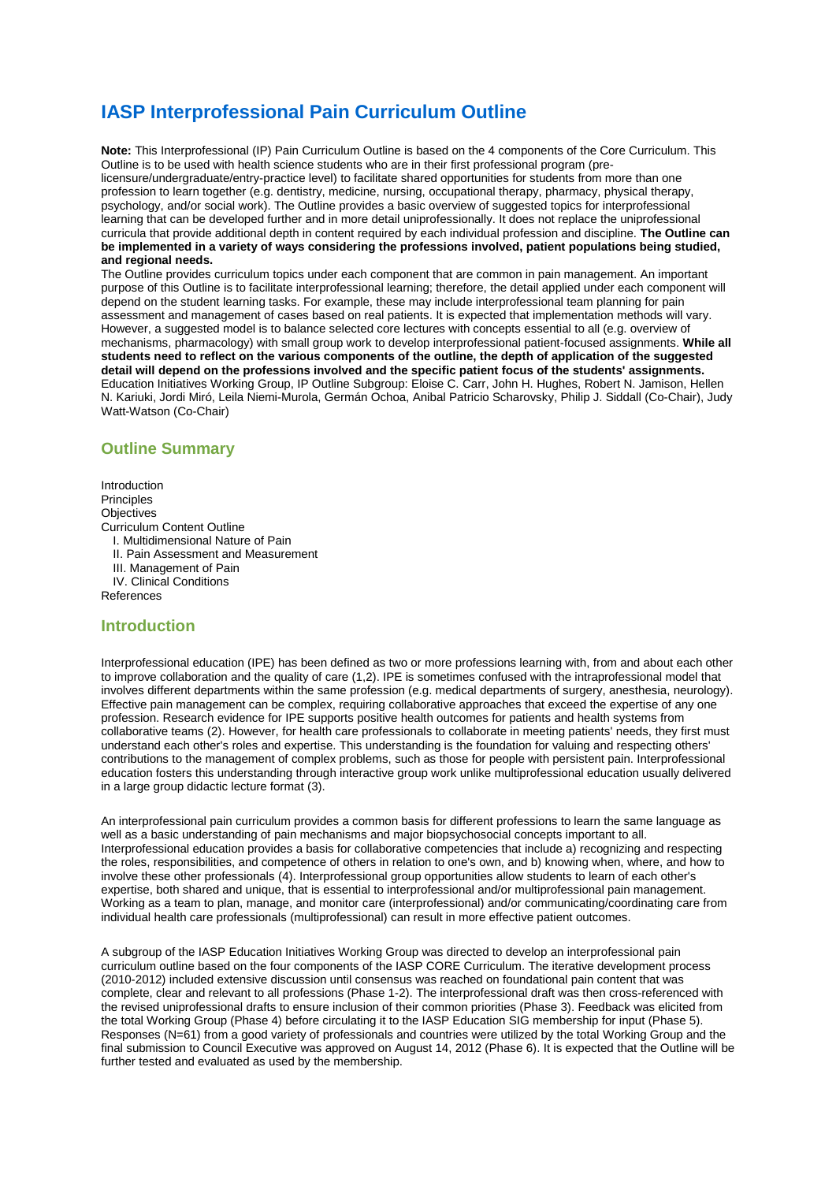# IASP Interprofessional Pain Curriculum Outline

**Note:** This Interprofessional (IP) Pain Curriculum Outline is based on the 4 components of the Core Curriculum. This Outline is to be used with health science students who are in their first professional program (pre-licensure/undergraduate/entry-practice level) to facilitate shared opportunities for students from more than one profession to learn together (e.g. dentistry, medicine, nursing, occupational therapy, pharmacy, physical therapy, psychology, and/or social work). The Outline provides a basic overview of suggested topics for interprofessional learning that can be developed further and in more detail uniprofessionally. It does not replace the uniprofessional curricula that provide additional depth in content required by each individual profession and discipline. **The Outline can be implemented in a variety of ways considering the professions involved, patient populations being studied, and regional needs.**

The Outline provides curriculum topics under each component that are common in pain management. An important purpose of this Outline is to facilitate interprofessional learning; therefore, the detail applied under each component will depend on the student learning tasks. For example, these may include interprofessional team planning for pain assessment and management of cases based on real patients. It is expected that implementation methods will vary. However, a suggested model is to balance selected core lectures with concepts essential to all (e.g. overview of mechanisms, pharmacology) with small group work to develop interprofessional patient-focused assignments. **While all students need to reflect on the various components of the outline, the depth of application of the suggested detail will depend on the professions involved and the specific patient focus of the students' assignments.**

Education Initiatives Working Group, IP Outline Subgroup: Eloise C. Carr, John H. Hughes, Robert N. Jamison, Hellen N. Kariuki, Jordi Miró, Leila Niemi-Murola, Germán Ochoa, Anibal Patricio Scharovsky, Philip J. Siddall (Co-Chair), Judy Watt-Watson (Co-Chair)

## Outline Summary

Introduction
Principles
Objectives
Curriculum Content Outline
- I. Multidimensional Nature of Pain
- II. Pain Assessment and Measurement
- III. Management of Pain
- IV. Clinical Conditions

References

## Introduction

Interprofessional education (IPE) has been defined as two or more professions learning with, from and about each other to improve collaboration and the quality of care (1,2). IPE is sometimes confused with the intraprofessional model that involves different departments within the same profession (e.g. medical departments of surgery, anesthesia, neurology). Effective pain management can be complex, requiring collaborative approaches that exceed the expertise of any one profession. Research evidence for IPE supports positive health outcomes for patients and health systems from collaborative teams (2). However, for health care professionals to collaborate in meeting patients' needs, they first must understand each other's roles and expertise. This understanding is the foundation for valuing and respecting others' contributions to the management of complex problems, such as those for people with persistent pain. Interprofessional education fosters this understanding through interactive group work unlike multiprofessional education usually delivered in a large group didactic lecture format (3).

An interprofessional pain curriculum provides a common basis for different professions to learn the same language as well as a basic understanding of pain mechanisms and major biopsychosocial concepts important to all. Interprofessional education provides a basis for collaborative competencies that include a) recognizing and respecting the roles, responsibilities, and competence of others in relation to one's own, and b) knowing when, where, and how to involve these other professionals (4). Interprofessional group opportunities allow students to learn of each other's expertise, both shared and unique, that is essential to interprofessional and/or multiprofessional pain management. Working as a team to plan, manage, and monitor care (interprofessional) and/or communicating/coordinating care from individual health care professionals (multiprofessional) can result in more effective patient outcomes.

A subgroup of the IASP Education Initiatives Working Group was directed to develop an interprofessional pain curriculum outline based on the four components of the IASP CORE Curriculum. The iterative development process (2010-2012) included extensive discussion until consensus was reached on foundational pain content that was complete, clear and relevant to all professions (Phase 1-2). The interprofessional draft was then cross-referenced with the revised uniprofessional drafts to ensure inclusion of their common priorities (Phase 3). Feedback was elicited from the total Working Group (Phase 4) before circulating it to the IASP Education SIG membership for input (Phase 5). Responses (N=61) from a good variety of professionals and countries were utilized by the total Working Group and the final submission to Council Executive was approved on August 14, 2012 (Phase 6). It is expected that the Outline will be further tested and evaluated as used by the membership.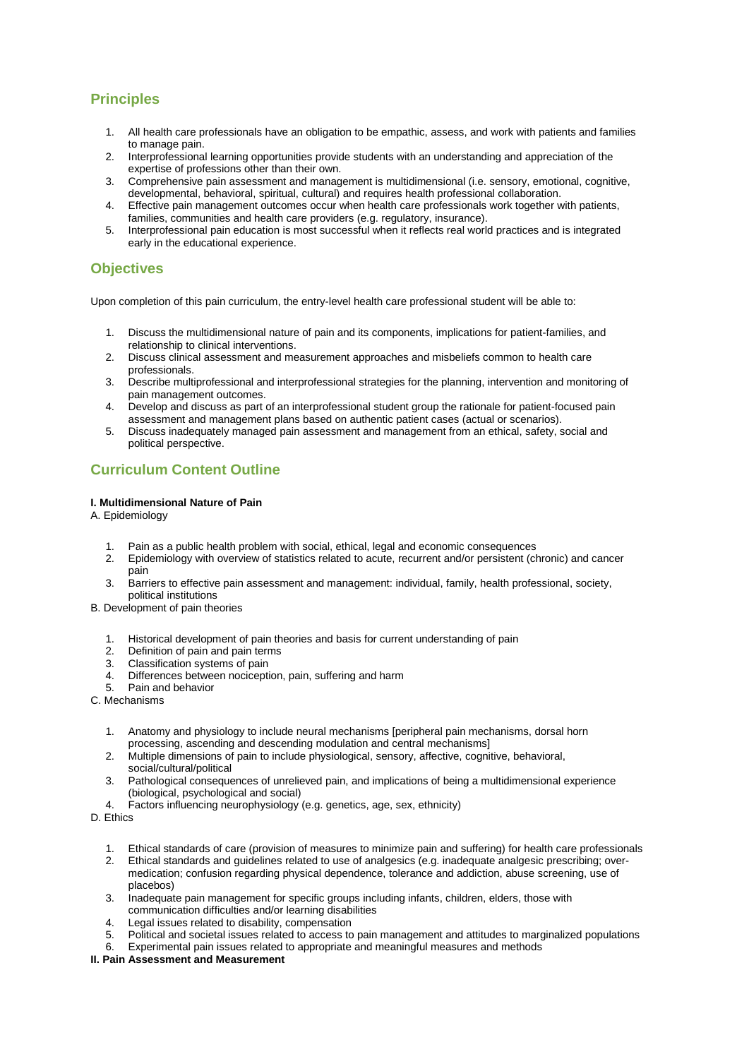## Principles

1. All health care professionals have an obligation to be empathic, assess, and work with patients and families to manage pain.
2. Interprofessional learning opportunities provide students with an understanding and appreciation of the expertise of professions other than their own.
3. Comprehensive pain assessment and management is multidimensional (i.e. sensory, emotional, cognitive, developmental, behavioral, spiritual, cultural) and requires health professional collaboration.
4. Effective pain management outcomes occur when health care professionals work together with patients, families, communities and health care providers (e.g. regulatory, insurance).
5. Interprofessional pain education is most successful when it reflects real world practices and is integrated early in the educational experience.

## Objectives

Upon completion of this pain curriculum, the entry-level health care professional student will be able to:

1. Discuss the multidimensional nature of pain and its components, implications for patient-families, and relationship to clinical interventions.
2. Discuss clinical assessment and measurement approaches and misbeliefs common to health care professionals.
3. Describe multiprofessional and interprofessional strategies for the planning, intervention and monitoring of pain management outcomes.
4. Develop and discuss as part of an interprofessional student group the rationale for patient-focused pain assessment and management plans based on authentic patient cases (actual or scenarios).
5. Discuss inadequately managed pain assessment and management from an ethical, safety, social and political perspective.

## Curriculum Content Outline

**I. Multidimensional Nature of Pain**

A. Epidemiology

1. Pain as a public health problem with social, ethical, legal and economic consequences
2. Epidemiology with overview of statistics related to acute, recurrent and/or persistent (chronic) and cancer pain
3. Barriers to effective pain assessment and management: individual, family, health professional, society, political institutions

B. Development of pain theories

1. Historical development of pain theories and basis for current understanding of pain
2. Definition of pain and pain terms
3. Classification systems of pain
4. Differences between nociception, pain, suffering and harm
5. Pain and behavior

C. Mechanisms

1. Anatomy and physiology to include neural mechanisms [peripheral pain mechanisms, dorsal horn processing, ascending and descending modulation and central mechanisms]
2. Multiple dimensions of pain to include physiological, sensory, affective, cognitive, behavioral, social/cultural/political
3. Pathological consequences of unrelieved pain, and implications of being a multidimensional experience (biological, psychological and social)
4. Factors influencing neurophysiology (e.g. genetics, age, sex, ethnicity)

D. Ethics

1. Ethical standards of care (provision of measures to minimize pain and suffering) for health care professionals
2. Ethical standards and guidelines related to use of analgesics (e.g. inadequate analgesic prescribing; over-medication; confusion regarding physical dependence, tolerance and addiction, abuse screening, use of placebos)
3. Inadequate pain management for specific groups including infants, children, elders, those with communication difficulties and/or learning disabilities
4. Legal issues related to disability, compensation
5. Political and societal issues related to access to pain management and attitudes to marginalized populations
6. Experimental pain issues related to appropriate and meaningful measures and methods

**II. Pain Assessment and Measurement**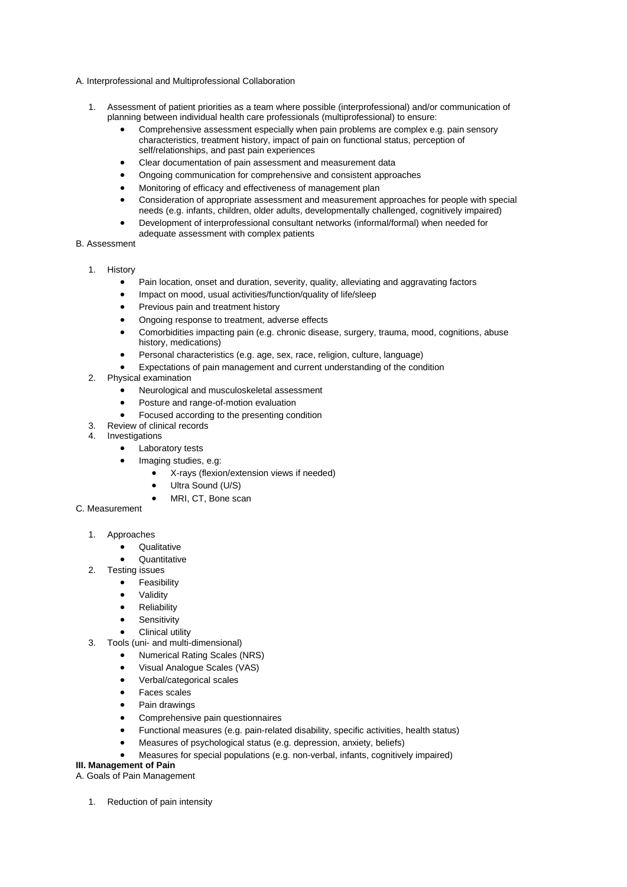A. Interprofessional and Multiprofessional Collaboration

1. Assessment of patient priorities as a team where possible (interprofessional) and/or communication of planning between individual health care professionals (multiprofessional) to ensure:
    - Comprehensive assessment especially when pain problems are complex e.g. pain sensory characteristics, treatment history, impact of pain on functional status, perception of self/relationships, and past pain experiences
    - Clear documentation of pain assessment and measurement data
    - Ongoing communication for comprehensive and consistent approaches
    - Monitoring of efficacy and effectiveness of management plan
    - Consideration of appropriate assessment and measurement approaches for people with special needs (e.g. infants, children, older adults, developmentally challenged, cognitively impaired)
    - Development of interprofessional consultant networks (informal/formal) when needed for adequate assessment with complex patients

B. Assessment

1. History
    - Pain location, onset and duration, severity, quality, alleviating and aggravating factors
    - Impact on mood, usual activities/function/quality of life/sleep
    - Previous pain and treatment history
    - Ongoing response to treatment, adverse effects
    - Comorbidities impacting pain (e.g. chronic disease, surgery, trauma, mood, cognitions, abuse history, medications)
    - Personal characteristics (e.g. age, sex, race, religion, culture, language)
    - Expectations of pain management and current understanding of the condition
2. Physical examination
    - Neurological and musculoskeletal assessment
    - Posture and range-of-motion evaluation
    - Focused according to the presenting condition
3. Review of clinical records
4. Investigations
    - Laboratory tests
    - Imaging studies, e.g:
        - X-rays (flexion/extension views if needed)
        - Ultra Sound (U/S)
        - MRI, CT, Bone scan

C. Measurement

1. Approaches
    - Qualitative
    - Quantitative
2. Testing issues
    - Feasibility
    - Validity
    - Reliability
    - Sensitivity
    - Clinical utility
3. Tools (uni- and multi-dimensional)
    - Numerical Rating Scales (NRS)
    - Visual Analogue Scales (VAS)
    - Verbal/categorical scales
    - Faces scales
    - Pain drawings
    - Comprehensive pain questionnaires
    - Functional measures (e.g. pain-related disability, specific activities, health status)
    - Measures of psychological status (e.g. depression, anxiety, beliefs)
    - Measures for special populations (e.g. non-verbal, infants, cognitively impaired)

**III. Management of Pain**

A. Goals of Pain Management

1. Reduction of pain intensity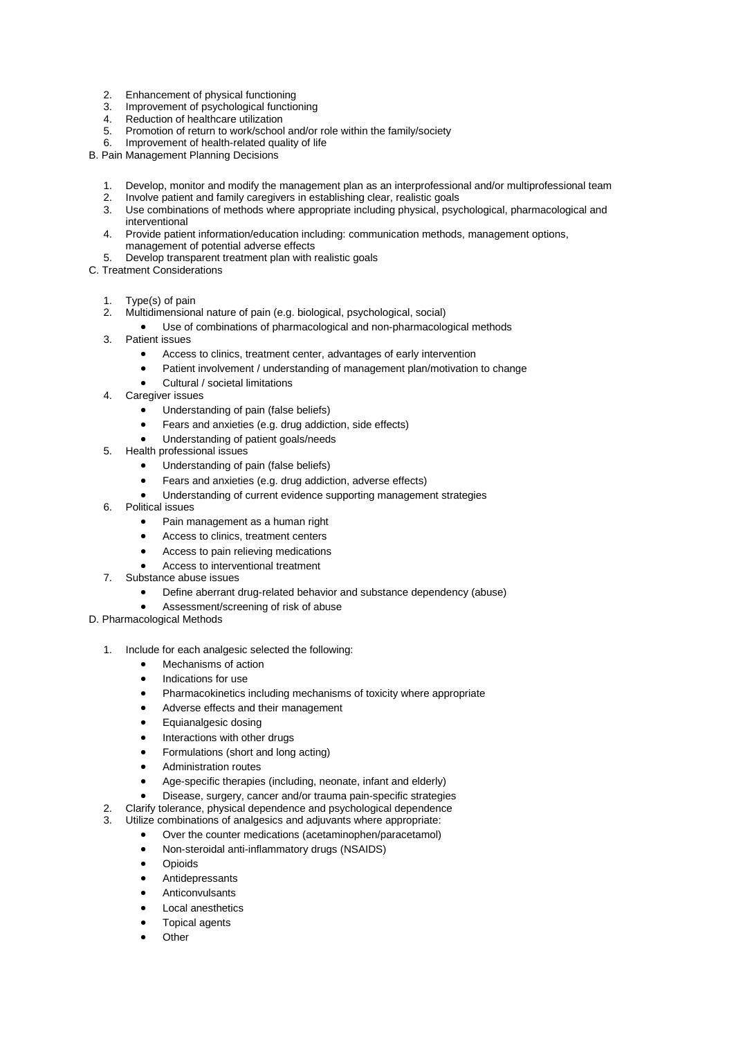2. Enhancement of physical functioning
3. Improvement of psychological functioning
4. Reduction of healthcare utilization
5. Promotion of return to work/school and/or role within the family/society
6. Improvement of health-related quality of life

B. Pain Management Planning Decisions

1. Develop, monitor and modify the management plan as an interprofessional and/or multiprofessional team
2. Involve patient and family caregivers in establishing clear, realistic goals
3. Use combinations of methods where appropriate including physical, psychological, pharmacological and interventional
4. Provide patient information/education including: communication methods, management options, management of potential adverse effects
5. Develop transparent treatment plan with realistic goals

C. Treatment Considerations

1. Type(s) of pain
2. Multidimensional nature of pain (e.g. biological, psychological, social)
    - Use of combinations of pharmacological and non-pharmacological methods
3. Patient issues
    - Access to clinics, treatment center, advantages of early intervention
    - Patient involvement / understanding of management plan/motivation to change
    - Cultural / societal limitations
4. Caregiver issues
    - Understanding of pain (false beliefs)
    - Fears and anxieties (e.g. drug addiction, side effects)
    - Understanding of patient goals/needs
5. Health professional issues
    - Understanding of pain (false beliefs)
    - Fears and anxieties (e.g. drug addiction, adverse effects)
    - Understanding of current evidence supporting management strategies
6. Political issues
    - Pain management as a human right
    - Access to clinics, treatment centers
    - Access to pain relieving medications
    - Access to interventional treatment
7. Substance abuse issues
    - Define aberrant drug-related behavior and substance dependency (abuse)
    - Assessment/screening of risk of abuse

D. Pharmacological Methods

1. Include for each analgesic selected the following:
    - Mechanisms of action
    - Indications for use
    - Pharmacokinetics including mechanisms of toxicity where appropriate
    - Adverse effects and their management
    - Equianalgesic dosing
    - Interactions with other drugs
    - Formulations (short and long acting)
    - Administration routes
    - Age-specific therapies (including, neonate, infant and elderly)
    - Disease, surgery, cancer and/or trauma pain-specific strategies
2. Clarify tolerance, physical dependence and psychological dependence
3. Utilize combinations of analgesics and adjuvants where appropriate:
    - Over the counter medications (acetaminophen/paracetamol)
    - Non-steroidal anti-inflammatory drugs (NSAIDS)
    - Opioids
    - Antidepressants
    - Anticonvulsants
    - Local anesthetics
    - Topical agents
    - Other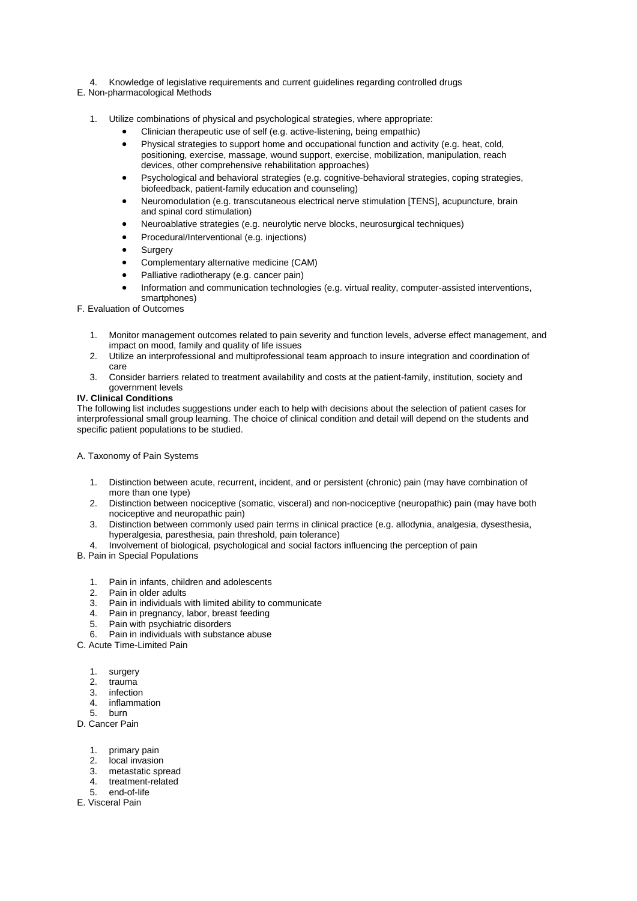4. Knowledge of legislative requirements and current guidelines regarding controlled drugs

E. Non-pharmacological Methods

1. Utilize combinations of physical and psychological strategies, where appropriate:
    - Clinician therapeutic use of self (e.g. active-listening, being empathic)
    - Physical strategies to support home and occupational function and activity (e.g. heat, cold, positioning, exercise, massage, wound support, exercise, mobilization, manipulation, reach devices, other comprehensive rehabilitation approaches)
    - Psychological and behavioral strategies (e.g. cognitive-behavioral strategies, coping strategies, biofeedback, patient-family education and counseling)
    - Neuromodulation (e.g. transcutaneous electrical nerve stimulation [TENS], acupuncture, brain and spinal cord stimulation)
    - Neuroablative strategies (e.g. neurolytic nerve blocks, neurosurgical techniques)
    - Procedural/Interventional (e.g. injections)
    - Surgery
    - Complementary alternative medicine (CAM)
    - Palliative radiotherapy (e.g. cancer pain)
    - Information and communication technologies (e.g. virtual reality, computer-assisted interventions, smartphones)

F. Evaluation of Outcomes

1. Monitor management outcomes related to pain severity and function levels, adverse effect management, and impact on mood, family and quality of life issues
2. Utilize an interprofessional and multiprofessional team approach to insure integration and coordination of care
3. Consider barriers related to treatment availability and costs at the patient-family, institution, society and government levels

**IV. Clinical Conditions**

The following list includes suggestions under each to help with decisions about the selection of patient cases for interprofessional small group learning. The choice of clinical condition and detail will depend on the students and specific patient populations to be studied.

A. Taxonomy of Pain Systems

1. Distinction between acute, recurrent, incident, and or persistent (chronic) pain (may have combination of more than one type)
2. Distinction between nociceptive (somatic, visceral) and non-nociceptive (neuropathic) pain (may have both nociceptive and neuropathic pain)
3. Distinction between commonly used pain terms in clinical practice (e.g. allodynia, analgesia, dysesthesia, hyperalgesia, paresthesia, pain threshold, pain tolerance)
4. Involvement of biological, psychological and social factors influencing the perception of pain

B. Pain in Special Populations

1. Pain in infants, children and adolescents
2. Pain in older adults
3. Pain in individuals with limited ability to communicate
4. Pain in pregnancy, labor, breast feeding
5. Pain with psychiatric disorders
6. Pain in individuals with substance abuse

C. Acute Time-Limited Pain

1. surgery
2. trauma
3. infection
4. inflammation
5. burn

D. Cancer Pain

1. primary pain
2. local invasion
3. metastatic spread
4. treatment-related
5. end-of-life

E. Visceral Pain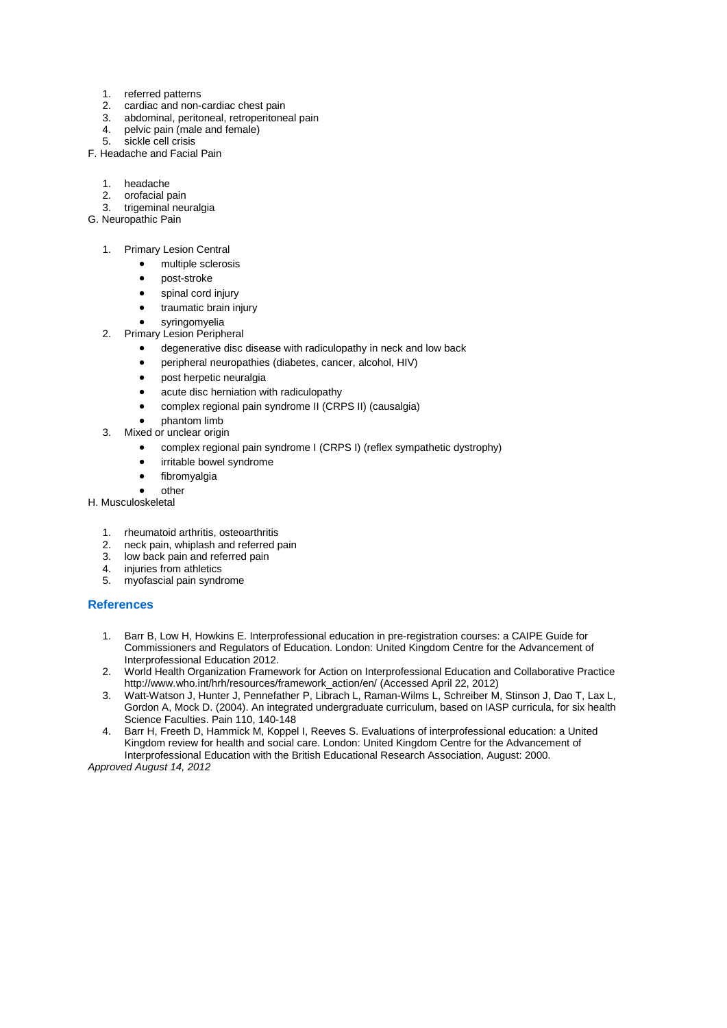1. referred patterns
2. cardiac and non-cardiac chest pain
3. abdominal, peritoneal, retroperitoneal pain
4. pelvic pain (male and female)
5. sickle cell crisis

F. Headache and Facial Pain

1. headache
2. orofacial pain
3. trigeminal neuralgia

G. Neuropathic Pain

1. Primary Lesion Central
    - multiple sclerosis
    - post-stroke
    - spinal cord injury
    - traumatic brain injury
    - syringomyelia
2. Primary Lesion Peripheral
    - degenerative disc disease with radiculopathy in neck and low back
    - peripheral neuropathies (diabetes, cancer, alcohol, HIV)
    - post herpetic neuralgia
    - acute disc herniation with radiculopathy
    - complex regional pain syndrome II (CRPS II) (causalgia)
    - phantom limb
3. Mixed or unclear origin
    - complex regional pain syndrome I (CRPS I) (reflex sympathetic dystrophy)
    - irritable bowel syndrome
    - fibromyalgia
    - other

H. Musculoskeletal

1. rheumatoid arthritis, osteoarthritis
2. neck pain, whiplash and referred pain
3. low back pain and referred pain
4. injuries from athletics
5. myofascial pain syndrome

## References

1. Barr B, Low H, Howkins E. Interprofessional education in pre-registration courses: a CAIPE Guide for Commissioners and Regulators of Education. London: United Kingdom Centre for the Advancement of Interprofessional Education 2012.
2. World Health Organization Framework for Action on Interprofessional Education and Collaborative Practice http://www.who.int/hrh/resources/framework_action/en/ (Accessed April 22, 2012)
3. Watt-Watson J, Hunter J, Pennefather P, Librach L, Raman-Wilms L, Schreiber M, Stinson J, Dao T, Lax L, Gordon A, Mock D. (2004). An integrated undergraduate curriculum, based on IASP curricula, for six health Science Faculties. Pain 110, 140-148
4. Barr H, Freeth D, Hammick M, Koppel I, Reeves S. Evaluations of interprofessional education: a United Kingdom review for health and social care. London: United Kingdom Centre for the Advancement of Interprofessional Education with the British Educational Research Association, August: 2000.

*Approved August 14, 2012*